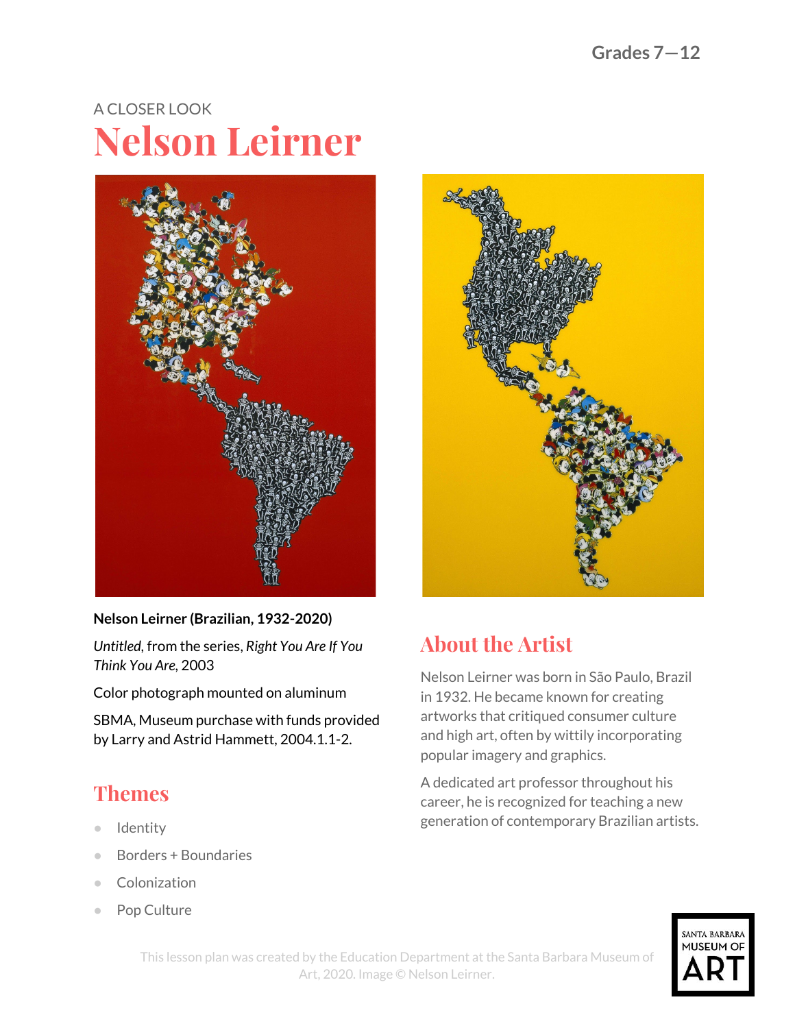Grades 7—12

A CLOSER LOOK

# Nelson Leirner

**Nelson Leirner (Brazilian, 1932-2020)**

*Untitled*, from the series, *Right You Are If You Think You Are*, 2003

Color photograph mounted on aluminum

SBMA, Museum purchase with funds provided by Larry and Astrid Hammett, 2004.1.1-2.

## Themes

- Identity
- Borders + Boundaries
- Colonization
- Pop Culture

## About the Artist

Nelson Leirner was born in São Paulo, Brazil in 1932. He became known for creating artworks that critiqued consumer culture and high art, often by wittily incorporating popular imagery and graphics.

A dedicated art professor throughout his career, he is recognized for teaching a new generation of contemporary Brazilian artists.

This lesson plan was created by the Education Department at the Santa Barbara Museum of Art, 2020. Image © Nelson Leirner.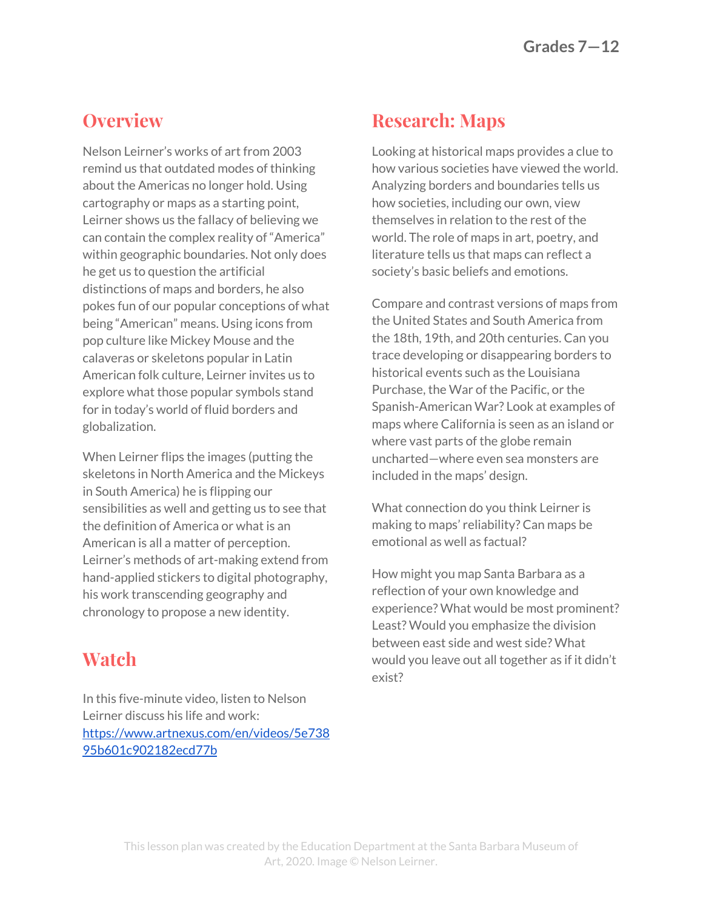## Overview

Nelson Leirner's works of art from 2003 remind us that outdated modes of thinking about the Americas no longer hold. Using cartography or maps as a starting point, Leirner shows us the fallacy of believing we can contain the complex reality of "America" within geographic boundaries. Not only does he get us to question the artificial distinctions of maps and borders, he also pokes fun of our popular conceptions of what being "American" means. Using icons from pop culture like Mickey Mouse and the calaveras or skeletons popular in Latin American folk culture, Leirner invites us to explore what those popular symbols stand for in today's world of fluid borders and globalization.

When Leirner flips the images (putting the skeletons in North America and the Mickeys in South America) he is flipping our sensibilities as well and getting us to see that the definition of America or what is an American is all a matter of perception. Leirner's methods of art-making extend from hand-applied stickers to digital photography, his work transcending geography and chronology to propose a new identity.

## Watch

In this five-minute video, listen to Nelson Leirner discuss his life and work: https://www.artnexus.com/en/videos/5e73895b601c902182ecd77b

## Research: Maps

Looking at historical maps provides a clue to how various societies have viewed the world. Analyzing borders and boundaries tells us how societies, including our own, view themselves in relation to the rest of the world. The role of maps in art, poetry, and literature tells us that maps can reflect a society's basic beliefs and emotions.

Compare and contrast versions of maps from the United States and South America from the 18th, 19th, and 20th centuries. Can you trace developing or disappearing borders to historical events such as the Louisiana Purchase, the War of the Pacific, or the Spanish-American War? Look at examples of maps where California is seen as an island or where vast parts of the globe remain uncharted—where even sea monsters are included in the maps' design.

What connection do you think Leirner is making to maps' reliability? Can maps be emotional as well as factual?

How might you map Santa Barbara as a reflection of your own knowledge and experience? What would be most prominent? Least? Would you emphasize the division between east side and west side? What would you leave out all together as if it didn't exist?

This lesson plan was created by the Education Department at the Santa Barbara Museum of Art, 2020. Image © Nelson Leirner.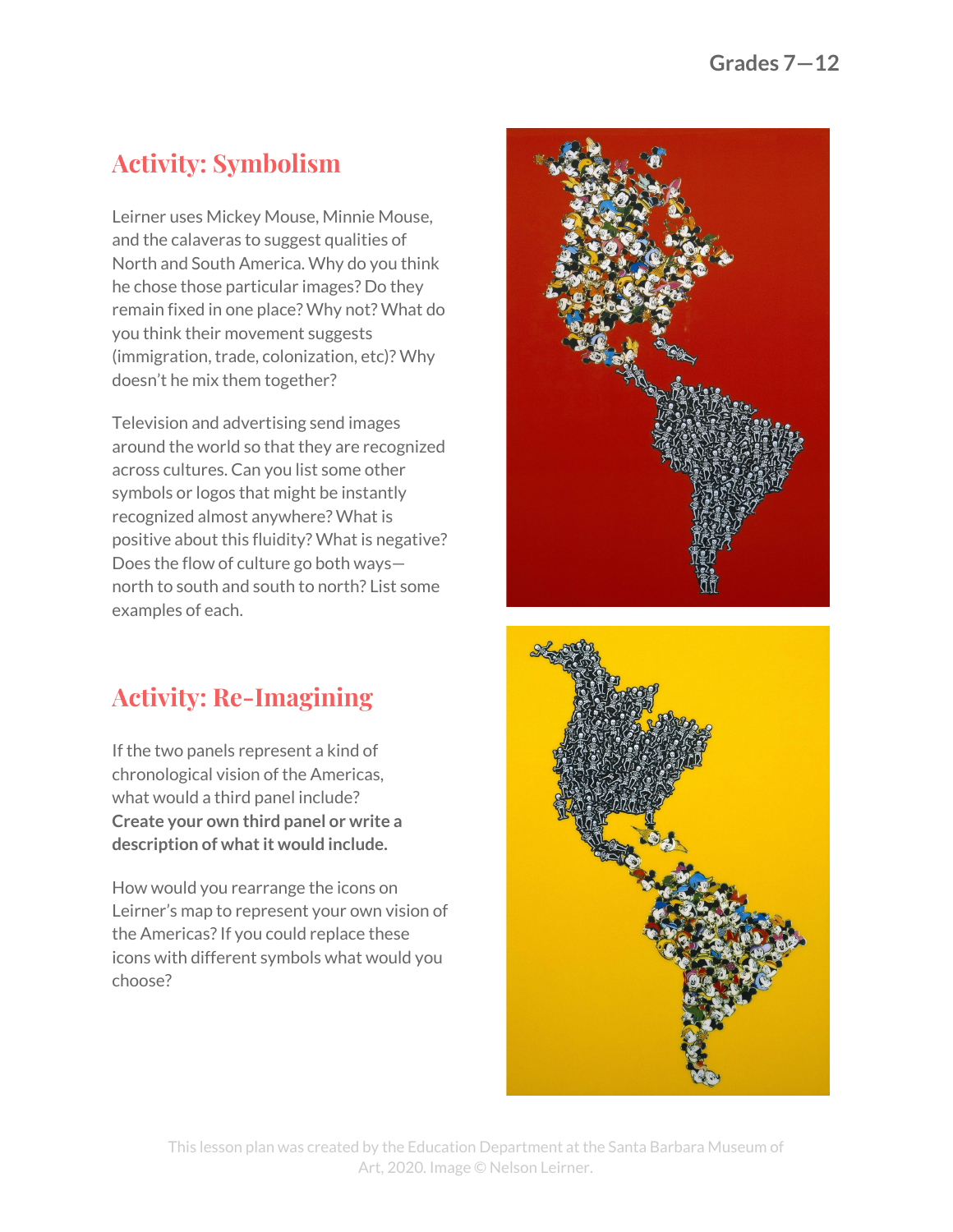## Activity: Symbolism

Leirner uses Mickey Mouse, Minnie Mouse, and the calaveras to suggest qualities of North and South America. Why do you think he chose those particular images? Do they remain fixed in one place? Why not? What do you think their movement suggests (immigration, trade, colonization, etc)? Why doesn't he mix them together?

Television and advertising send images around the world so that they are recognized across cultures. Can you list some other symbols or logos that might be instantly recognized almost anywhere? What is positive about this fluidity? What is negative? Does the flow of culture go both ways—north to south and south to north? List some examples of each.

## Activity: Re-Imagining

If the two panels represent a kind of chronological vision of the Americas, what would a third panel include? **Create your own third panel or write a description of what it would include.**

How would you rearrange the icons on Leirner's map to represent your own vision of the Americas? If you could replace these icons with different symbols what would you choose?

This lesson plan was created by the Education Department at the Santa Barbara Museum of Art, 2020. Image © Nelson Leirner.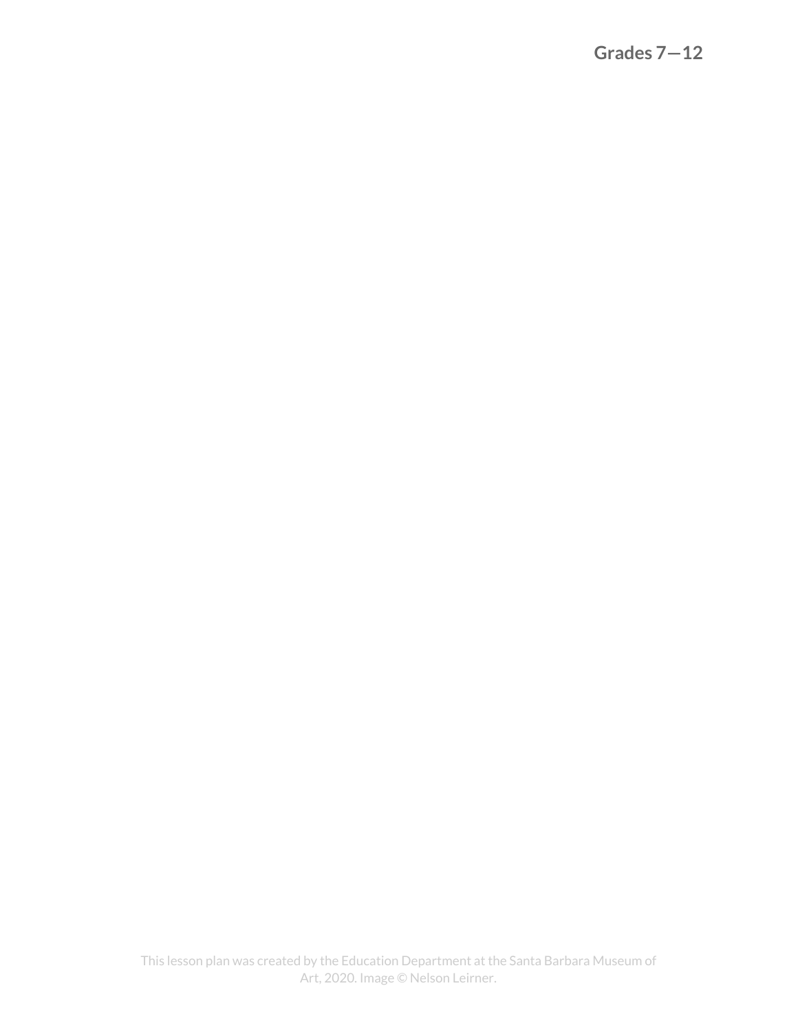This lesson plan was created by the Education Department at the Santa Barbara Museum of Art, 2020. Image © Nelson Leirner.